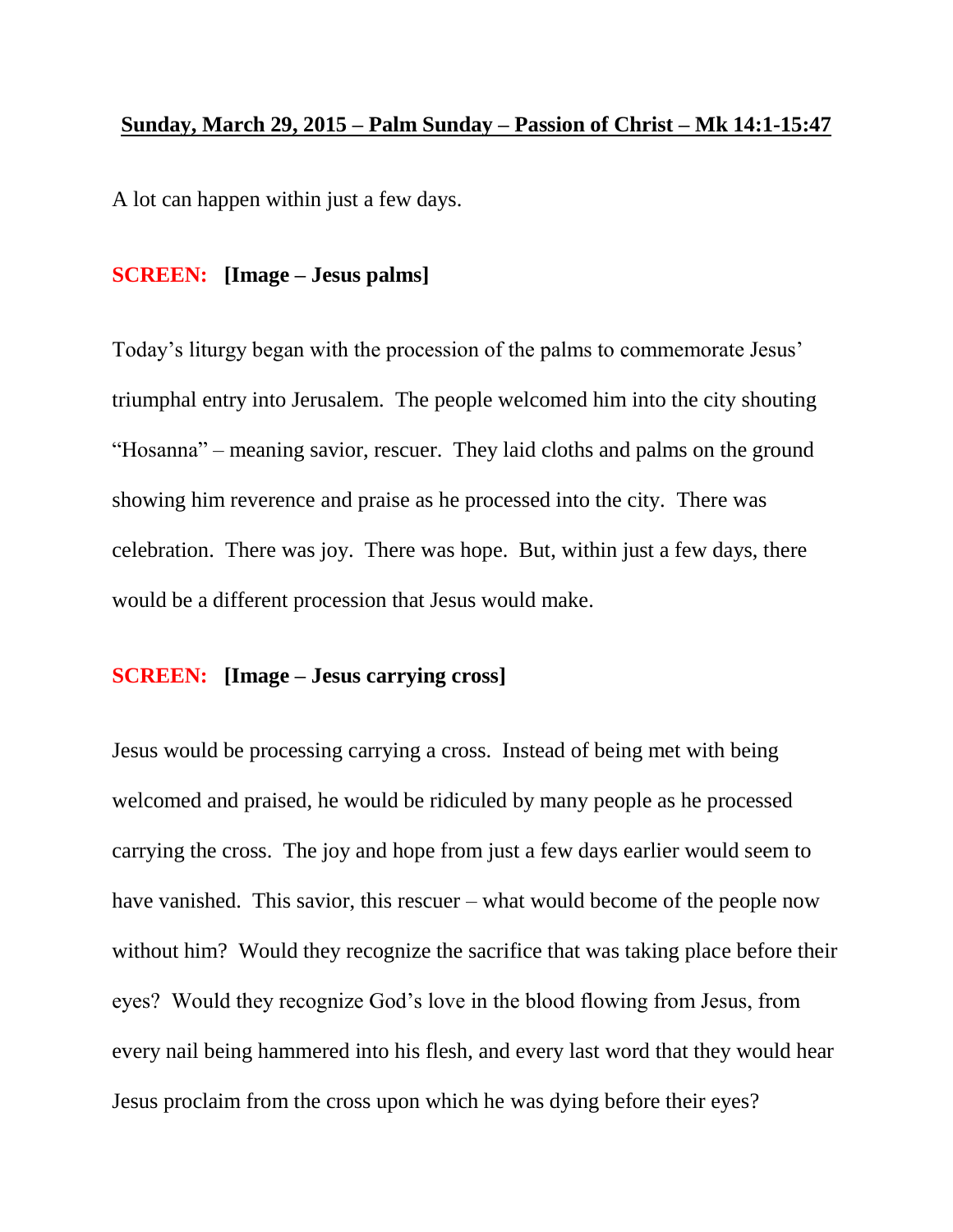**Sunday, March 29, 2015 – Palm Sunday – Passion of Christ – Mk 14:1-15:47**

A lot can happen within just a few days.

**SCREEN: [Image – Jesus palms]**

Today's liturgy began with the procession of the palms to commemorate Jesus' triumphal entry into Jerusalem. The people welcomed him into the city shouting "Hosanna" – meaning savior, rescuer. They laid cloths and palms on the ground showing him reverence and praise as he processed into the city. There was celebration. There was joy. There was hope. But, within just a few days, there would be a different procession that Jesus would make.

**SCREEN: [Image – Jesus carrying cross]**

Jesus would be processing carrying a cross. Instead of being met with being welcomed and praised, he would be ridiculed by many people as he processed carrying the cross. The joy and hope from just a few days earlier would seem to have vanished. This savior, this rescuer – what would become of the people now without him? Would they recognize the sacrifice that was taking place before their eyes? Would they recognize God's love in the blood flowing from Jesus, from every nail being hammered into his flesh, and every last word that they would hear Jesus proclaim from the cross upon which he was dying before their eyes?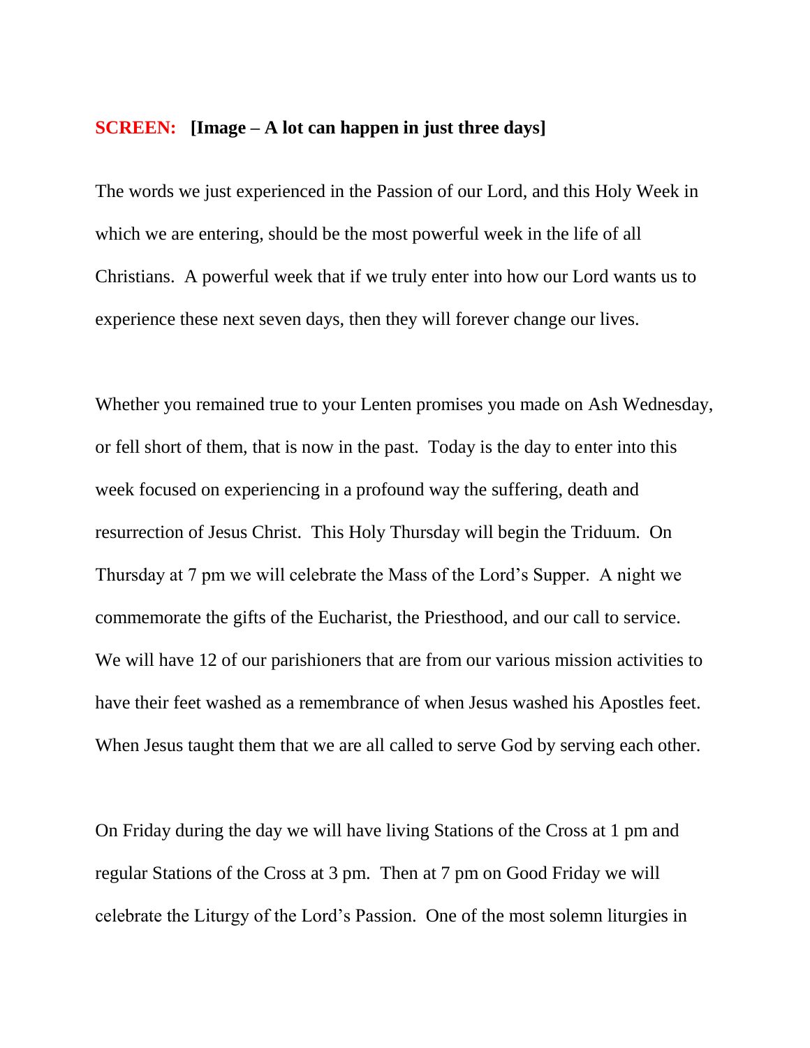**SCREEN: [Image – A lot can happen in just three days]**

The words we just experienced in the Passion of our Lord, and this Holy Week in which we are entering, should be the most powerful week in the life of all Christians. A powerful week that if we truly enter into how our Lord wants us to experience these next seven days, then they will forever change our lives.

Whether you remained true to your Lenten promises you made on Ash Wednesday, or fell short of them, that is now in the past. Today is the day to enter into this week focused on experiencing in a profound way the suffering, death and resurrection of Jesus Christ. This Holy Thursday will begin the Triduum. On Thursday at 7 pm we will celebrate the Mass of the Lord's Supper. A night we commemorate the gifts of the Eucharist, the Priesthood, and our call to service. We will have 12 of our parishioners that are from our various mission activities to have their feet washed as a remembrance of when Jesus washed his Apostles feet. When Jesus taught them that we are all called to serve God by serving each other.

On Friday during the day we will have living Stations of the Cross at 1 pm and regular Stations of the Cross at 3 pm. Then at 7 pm on Good Friday we will celebrate the Liturgy of the Lord's Passion. One of the most solemn liturgies in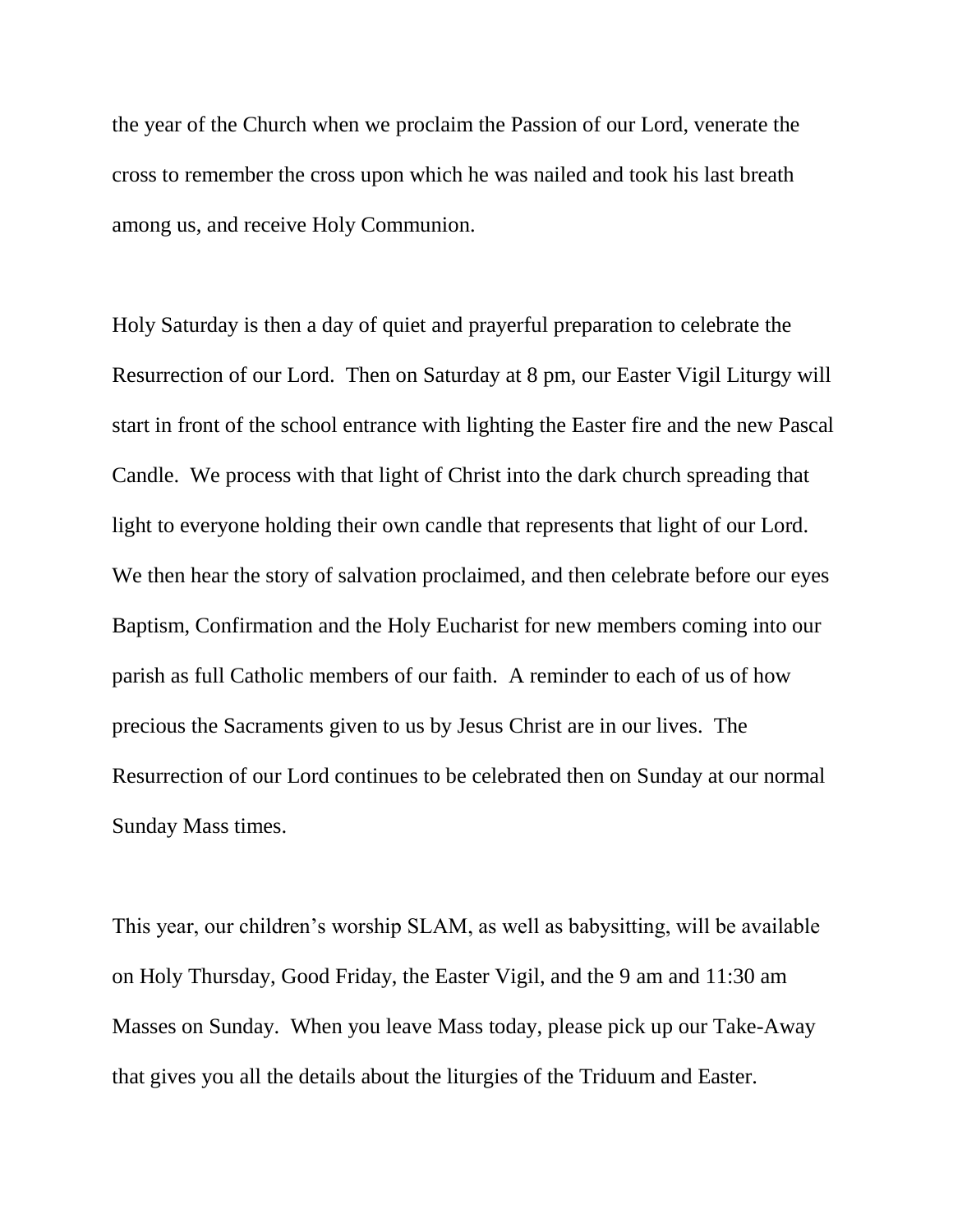the year of the Church when we proclaim the Passion of our Lord, venerate the cross to remember the cross upon which he was nailed and took his last breath among us, and receive Holy Communion.

Holy Saturday is then a day of quiet and prayerful preparation to celebrate the Resurrection of our Lord. Then on Saturday at 8 pm, our Easter Vigil Liturgy will start in front of the school entrance with lighting the Easter fire and the new Pascal Candle. We process with that light of Christ into the dark church spreading that light to everyone holding their own candle that represents that light of our Lord. We then hear the story of salvation proclaimed, and then celebrate before our eyes Baptism, Confirmation and the Holy Eucharist for new members coming into our parish as full Catholic members of our faith. A reminder to each of us of how precious the Sacraments given to us by Jesus Christ are in our lives. The Resurrection of our Lord continues to be celebrated then on Sunday at our normal Sunday Mass times.

This year, our children's worship SLAM, as well as babysitting, will be available on Holy Thursday, Good Friday, the Easter Vigil, and the 9 am and 11:30 am Masses on Sunday. When you leave Mass today, please pick up our Take-Away that gives you all the details about the liturgies of the Triduum and Easter.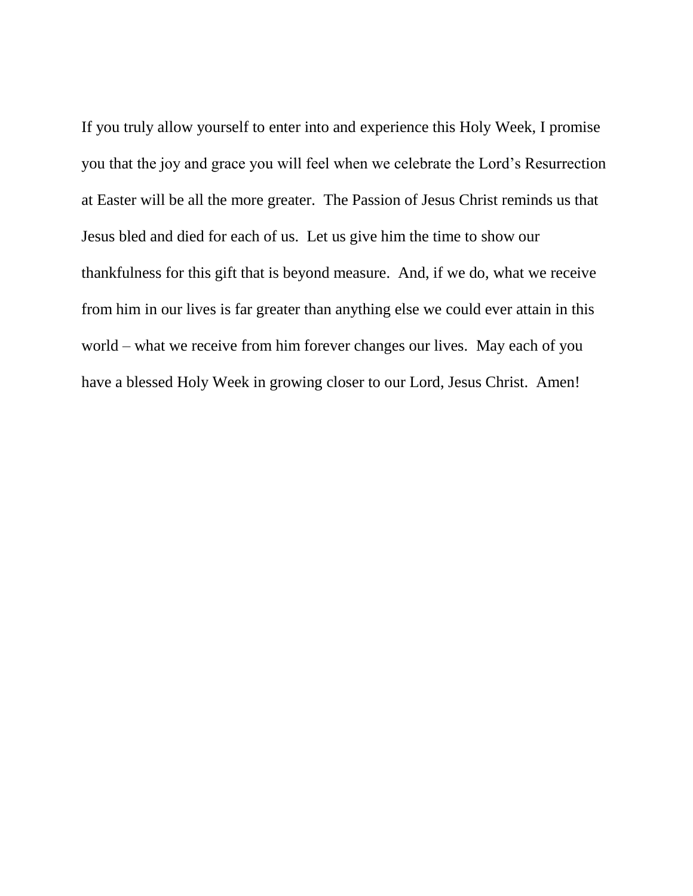If you truly allow yourself to enter into and experience this Holy Week, I promise you that the joy and grace you will feel when we celebrate the Lord's Resurrection at Easter will be all the more greater. The Passion of Jesus Christ reminds us that Jesus bled and died for each of us. Let us give him the time to show our thankfulness for this gift that is beyond measure. And, if we do, what we receive from him in our lives is far greater than anything else we could ever attain in this world – what we receive from him forever changes our lives. May each of you have a blessed Holy Week in growing closer to our Lord, Jesus Christ. Amen!